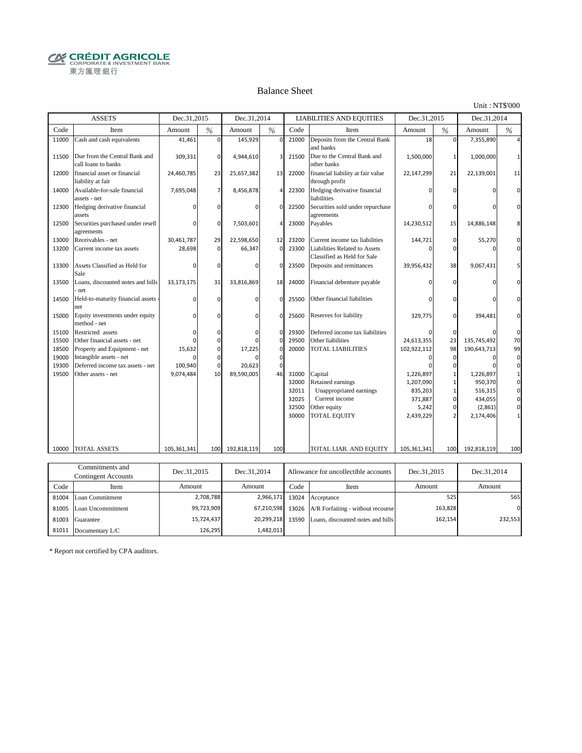CRÉDIT AGRICOLE
CORPORATE & INVESTMENT BANK
東方匯理銀行

## Balance Sheet

Unit : NT$'000

| ASSETS | | Dec.31,2015 | | Dec.31,2014 | | LIABILITIES AND EQUITIES | | Dec.31,2015 | | Dec.31,2014 | |
|---|---|---|---|---|---|---|---|---|---|---|---|
| Code | Item | Amount | % | Amount | % | Code | Item | Amount | % | Amount | % |
| 11000 | Cash and cash equivalents | 41,461 | 0 | 145,929 | 0 | 21000 | Deposits from the Central Bank and banks | 18 | 0 | 7,355,890 | 4 |
| 11500 | Due from the Central Bank and call loans to banks | 309,331 | 0 | 4,944,610 | 3 | 21500 | Due to the Central Bank and other banks | 1,500,000 | 1 | 1,000,000 | 1 |
| 12000 | financial asset or financial liability at fair | 24,460,785 | 23 | 25,657,382 | 13 | 22000 | financial liability at fair value through profit | 22,147,299 | 21 | 22,139,001 | 11 |
| 14000 | Available-for-sale financial assets - net | 7,695,048 | 7 | 8,456,878 | 4 | 22300 | Hedging derivative financial liabilities | 0 | 0 | 0 | 0 |
| 12300 | Hedging derivative financial assets | 0 | 0 | 0 | 0 | 22500 | Securities sold under repurchase agreements | 0 | 0 | 0 | 0 |
| 12500 | Securities purchased under resell agreements | 0 | 0 | 7,503,601 | 4 | 23000 | Payables | 14,230,512 | 15 | 14,886,148 | 8 |
| 13000 | Receivables - net | 30,461,787 | 29 | 22,598,650 | 12 | 23200 | Current income tax liabilities | 144,721 | 0 | 55,270 | 0 |
| 13200 | Current income tax assets | 28,698 | 0 | 66,347 | 0 | 23300 | Liabilities Related to Assets Classified as Held for Sale | 0 | 0 | 0 | 0 |
| 13300 | Assets Classified as Held for Sale | 0 | 0 | 0 | 0 | 23500 | Deposits and remittances | 39,956,432 | 38 | 9,067,431 | 5 |
| 13500 | Loans, discounted notes and bills - net | 33,173,175 | 31 | 33,816,869 | 18 | 24000 | Financial debenture payable | 0 | 0 | 0 | 0 |
| 14500 | Held-to-maturity financial assets - net | 0 | 0 | 0 | 0 | 25500 | Other financial liabilities | 0 | 0 | 0 | 0 |
| 15000 | Equity investments under equity method - net | 0 | 0 | 0 | 0 | 25600 | Reserves for liability | 329,775 | 0 | 394,481 | 0 |
| 15100 | Restricted assets | 0 | 0 | 0 | 0 | 29300 | Deferred income tax liabilities | 0 | 0 | 0 | 0 |
| 15500 | Other financial assets - net | 0 | 0 | 0 | 0 | 29500 | Other liabilities | 24,613,355 | 23 | 135,745,492 | 70 |
| 18500 | Property and Equipment - net | 15,632 | 0 | 17,225 | 0 | 20000 | TOTAL LIABILITIES | 102,922,112 | 98 | 190,643,713 | 99 |
| 19000 | Intangible assets - net | 0 | 0 | 0 | 0 | | | 0 | 0 | 0 | 0 |
| 19300 | Deferred income tax assets - net | 100,940 | 0 | 20,623 | 0 | | | 0 | 0 | 0 | 0 |
| 19500 | Other assets - net | 9,074,484 | 10 | 89,590,005 | 46 | 31000 | Capital | 1,226,897 | 1 | 1,226,897 | 1 |
| | | | | | | 32000 | Retained earnings | 1,207,090 | 1 | 950,370 | 0 |
| | | | | | | 32011 | Unappropriated earnings | 835,203 | 1 | 516,315 | 0 |
| | | | | | | 32025 | Current income | 371,887 | 0 | 434,055 | 0 |
| | | | | | | 32500 | Other equity | 5,242 | 0 | (2,861) | 0 |
| | | | | | | 30000 | TOTAL EQUITY | 2,439,229 | 2 | 2,174,406 | 1 |
| 10000 | TOTAL ASSETS | 105,361,341 | 100 | 192,818,119 | 100 | | TOTAL LIAB. AND EQUITY | 105,361,341 | 100 | 192,818,119 | 100 |

| Commitments and Contingent Accounts | | Dec.31,2015 | Dec.31,2014 | Allowance for uncollectible accounts | | Dec.31,2015 | Dec.31,2014 |
|---|---|---|---|---|---|---|---|
| Code | Item | Amount | Amount | Code | Item | Amount | Amount |
| 81004 | Loan Commitment | 2,708,788 | 2,966,171 | 13024 | Acceptance | 525 | 565 |
| 81005 | Loan Uncommitment | 99,723,909 | 67,210,598 | 13026 | A/R Forfaiting - without recourse | 163,828 | 0 |
| 81003 | Guarantee | 15,724,437 | 20,299,218 | 13590 | Loans, discounted notes and bills | 162,154 | 232,553 |
| 81011 | Documentary L/C | 126,295 | 1,482,013 | | | | |

* Report not certified by CPA auditors.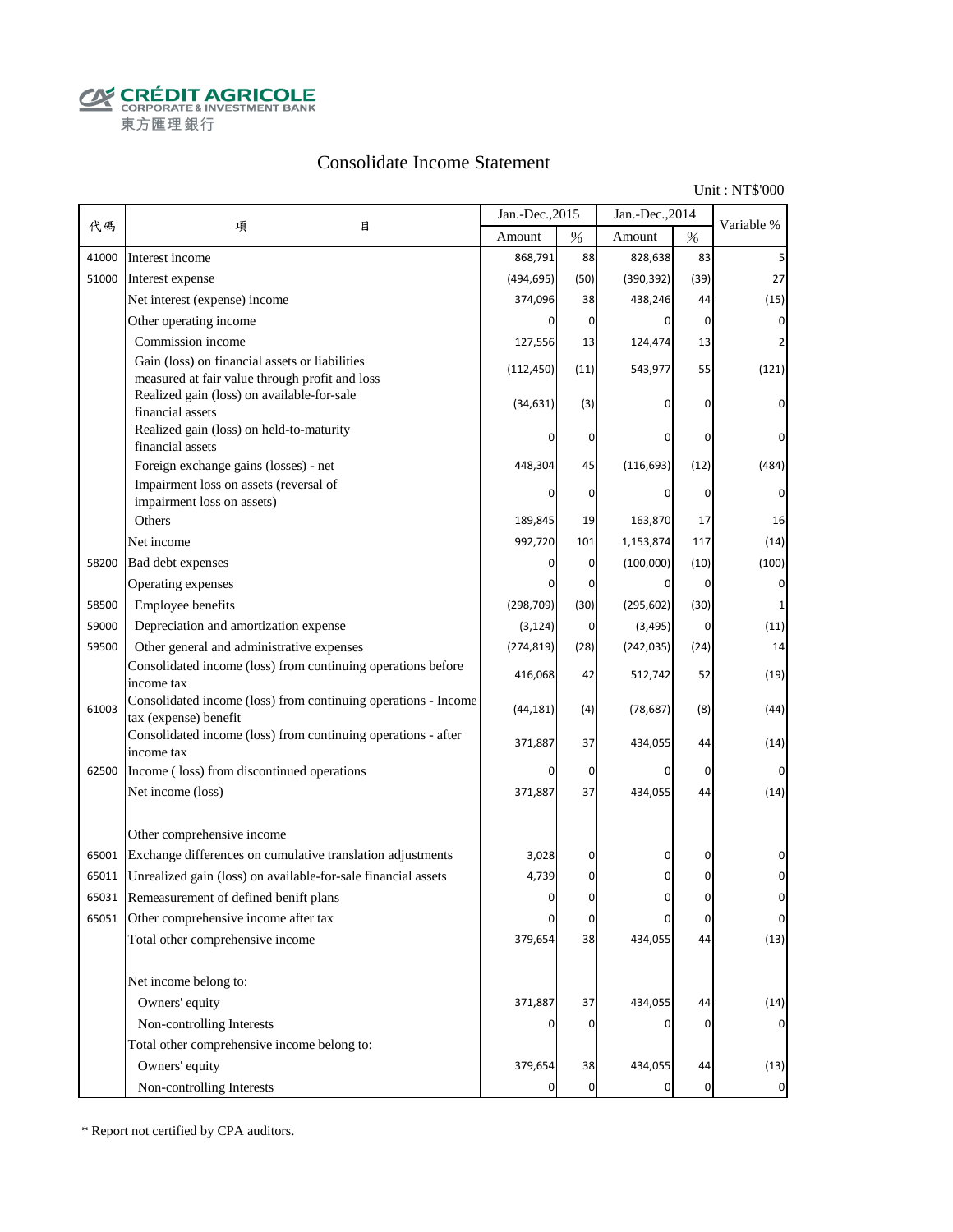CRÉDIT AGRICOLE
CORPORATE & INVESTMENT BANK
東方匯理銀行

# Consolidate Income Statement

Unit : NT$'000

| 代碼 | 項　　　目 | Jan.-Dec.,2015 | | Jan.-Dec.,2014 | | Variable % |
|---|---|---|---|---|---|---|
| | | Amount | % | Amount | % | |
| 41000 | Interest income | 868,791 | 88 | 828,638 | 83 | 5 |
| 51000 | Interest expense | (494,695) | (50) | (390,392) | (39) | 27 |
| | Net interest (expense) income | 374,096 | 38 | 438,246 | 44 | (15) |
| | Other operating income | 0 | 0 | 0 | 0 | 0 |
| | Commission income | 127,556 | 13 | 124,474 | 13 | 2 |
| | Gain (loss) on financial assets or liabilities measured at fair value through profit and loss | (112,450) | (11) | 543,977 | 55 | (121) |
| | Realized gain (loss) on available-for-sale financial assets | (34,631) | (3) | 0 | 0 | 0 |
| | Realized gain (loss) on held-to-maturity financial assets | 0 | 0 | 0 | 0 | 0 |
| | Foreign exchange gains (losses) - net | 448,304 | 45 | (116,693) | (12) | (484) |
| | Impairment loss on assets (reversal of impairment loss on assets) | 0 | 0 | 0 | 0 | 0 |
| | Others | 189,845 | 19 | 163,870 | 17 | 16 |
| | Net income | 992,720 | 101 | 1,153,874 | 117 | (14) |
| 58200 | Bad debt expenses | 0 | 0 | (100,000) | (10) | (100) |
| | Operating expenses | 0 | 0 | 0 | 0 | 0 |
| 58500 | Employee benefits | (298,709) | (30) | (295,602) | (30) | 1 |
| 59000 | Depreciation and amortization expense | (3,124) | 0 | (3,495) | 0 | (11) |
| 59500 | Other general and administrative expenses | (274,819) | (28) | (242,035) | (24) | 14 |
| | Consolidated income (loss) from continuing operations before income tax | 416,068 | 42 | 512,742 | 52 | (19) |
| 61003 | Consolidated income (loss) from continuing operations - Income tax (expense) benefit | (44,181) | (4) | (78,687) | (8) | (44) |
| | Consolidated income (loss) from continuing operations - after income tax | 371,887 | 37 | 434,055 | 44 | (14) |
| 62500 | Income ( loss) from discontinued operations | 0 | 0 | 0 | 0 | 0 |
| | Net income (loss) | 371,887 | 37 | 434,055 | 44 | (14) |
| | | | | | | |
| | Other comprehensive income | | | | | |
| 65001 | Exchange differences on cumulative translation adjustments | 3,028 | 0 | 0 | 0 | 0 |
| 65011 | Unrealized gain (loss) on available-for-sale financial assets | 4,739 | 0 | 0 | 0 | 0 |
| 65031 | Remeasurement of defined benift plans | 0 | 0 | 0 | 0 | 0 |
| 65051 | Other comprehensive income after tax | 0 | 0 | 0 | 0 | 0 |
| | Total other comprehensive income | 379,654 | 38 | 434,055 | 44 | (13) |
| | | | | | | |
| | Net income belong to: | | | | | |
| | Owners' equity | 371,887 | 37 | 434,055 | 44 | (14) |
| | Non-controlling Interests | 0 | 0 | 0 | 0 | 0 |
| | Total other comprehensive income belong to: | | | | | |
| | Owners' equity | 379,654 | 38 | 434,055 | 44 | (13) |
| | Non-controlling Interests | 0 | 0 | 0 | 0 | 0 |

* Report not certified by CPA auditors.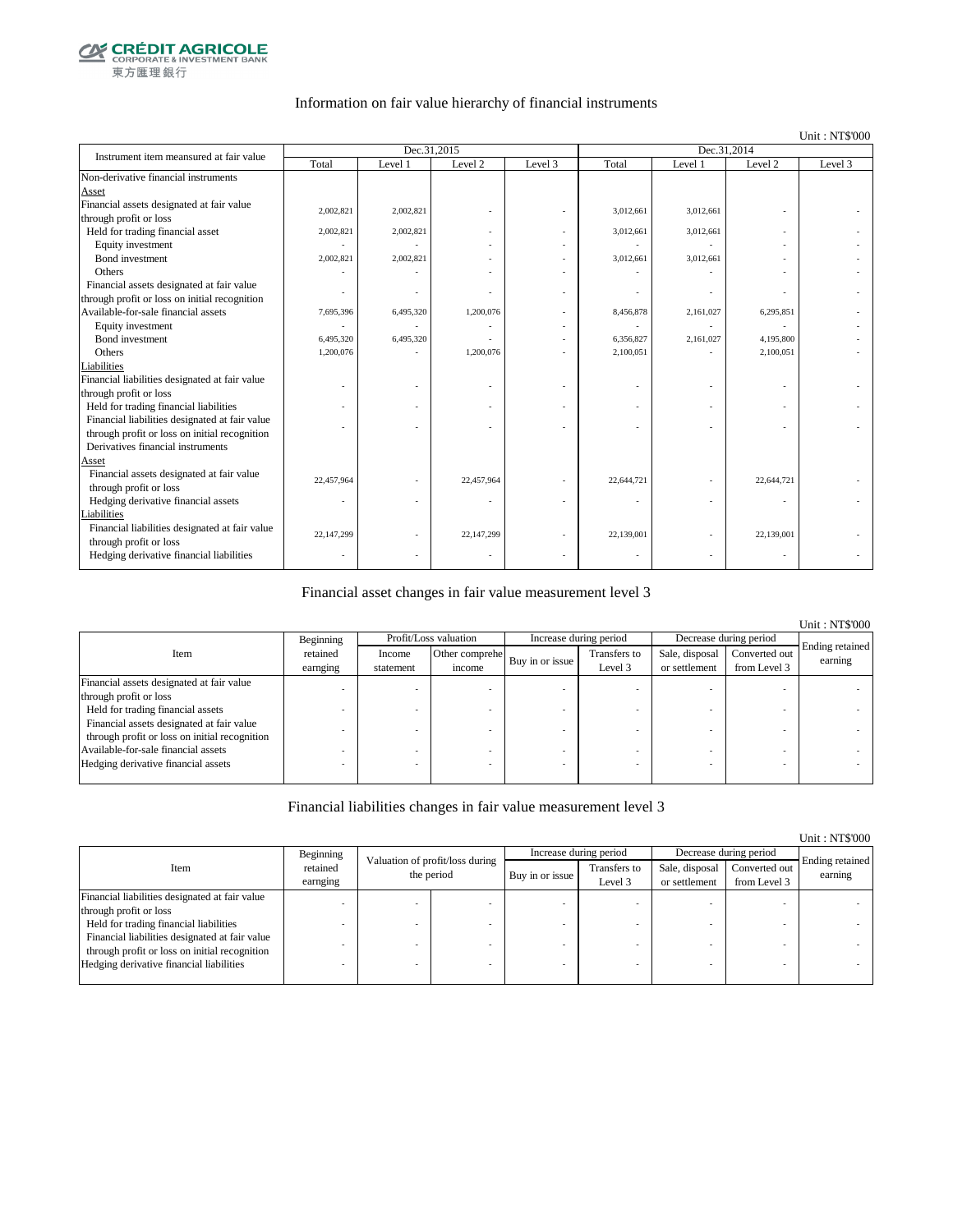CRÉDIT AGRICOLE
CORPORATE & INVESTMENT BANK
東方匯理銀行

## Information on fair value hierarchy of financial instruments

Unit : NT$'000

| Instrument item measured at fair value | Dec.31,2015 | | | | Dec.31,2014 | | | |
|---|---|---|---|---|---|---|---|---|
| | Total | Level 1 | Level 2 | Level 3 | Total | Level 1 | Level 2 | Level 3 |
| Non-derivative financial instruments | | | | | | | | |
| Asset | | | | | | | | |
| Financial assets designated at fair value through profit or loss | 2,002,821 | 2,002,821 | - | - | 3,012,661 | 3,012,661 | - | - |
| Held for trading financial asset | 2,002,821 | 2,002,821 | - | - | 3,012,661 | 3,012,661 | - | - |
| Equity investment | - | - | - | - | - | - | - | - |
| Bond investment | 2,002,821 | 2,002,821 | - | - | 3,012,661 | 3,012,661 | - | - |
| Others | - | - | - | - | - | - | - | - |
| Financial assets designated at fair value through profit or loss on initial recognition | - | - | - | - | - | - | - | - |
| Available-for-sale financial assets | 7,695,396 | 6,495,320 | 1,200,076 | - | 8,456,878 | 2,161,027 | 6,295,851 | - |
| Equity investment | - | - | - | - | - | - | - | - |
| Bond investment | 6,495,320 | 6,495,320 | - | - | 6,356,827 | 2,161,027 | 4,195,800 | - |
| Others | 1,200,076 | - | 1,200,076 | - | 2,100,051 | - | 2,100,051 | - |
| Liabilities | | | | | | | | |
| Financial liabilities designated at fair value through profit or loss | - | - | - | - | - | - | - | - |
| Held for trading financial liabilities | - | - | - | - | - | - | - | - |
| Financial liabilities designated at fair value through profit or loss on initial recognition | - | - | - | - | - | - | - | - |
| Derivatives financial instruments | | | | | | | | |
| Asset | | | | | | | | |
| Financial assets designated at fair value through profit or loss | 22,457,964 | - | 22,457,964 | - | 22,644,721 | - | 22,644,721 | - |
| Hedging derivative financial assets | - | - | - | - | - | - | - | - |
| Liabilities | | | | | | | | |
| Financial liabilities designated at fair value through profit or loss | 22,147,299 | - | 22,147,299 | - | 22,139,001 | - | 22,139,001 | - |
| Hedging derivative financial liabilities | - | - | - | - | - | - | - | - |

## Financial asset changes in fair value measurement level 3

Unit : NT$'000

| Item | Beginning retained earnging | Profit/Loss valuation | | Increase during period | | Decrease during period | | Ending retained earning |
|---|---|---|---|---|---|---|---|---|
| | | Income statement | Other comprehe income | Buy in or issue | Transfers to Level 3 | Sale, disposal or settlement | Converted out from Level 3 | |
| Financial assets designated at fair value through profit or loss | - | - | - | - | - | - | - | - |
| Held for trading financial assets | - | - | - | - | - | - | - | - |
| Financial assets designated at fair value through profit or loss on initial recognition | - | - | - | - | - | - | - | - |
| Available-for-sale financial assets | - | - | - | - | - | - | - | - |
| Hedging derivative financial assets | - | - | - | - | - | - | - | - |

## Financial liabilities changes in fair value measurement level 3

Unit : NT$'000

| Item | Beginning retained earnging | Valuation of profit/loss during the period | | Increase during period | | Decrease during period | | Ending retained earning |
|---|---|---|---|---|---|---|---|---|
| | | | | Buy in or issue | Transfers to Level 3 | Sale, disposal or settlement | Converted out from Level 3 | |
| Financial liabilities designated at fair value through profit or loss | - | - | - | - | - | - | - | - |
| Held for trading financial liabilities | - | - | - | - | - | - | - | - |
| Financial liabilities designated at fair value through profit or loss on initial recognition | - | - | - | - | - | - | - | - |
| Hedging derivative financial liabilities | - | - | - | - | - | - | - | - |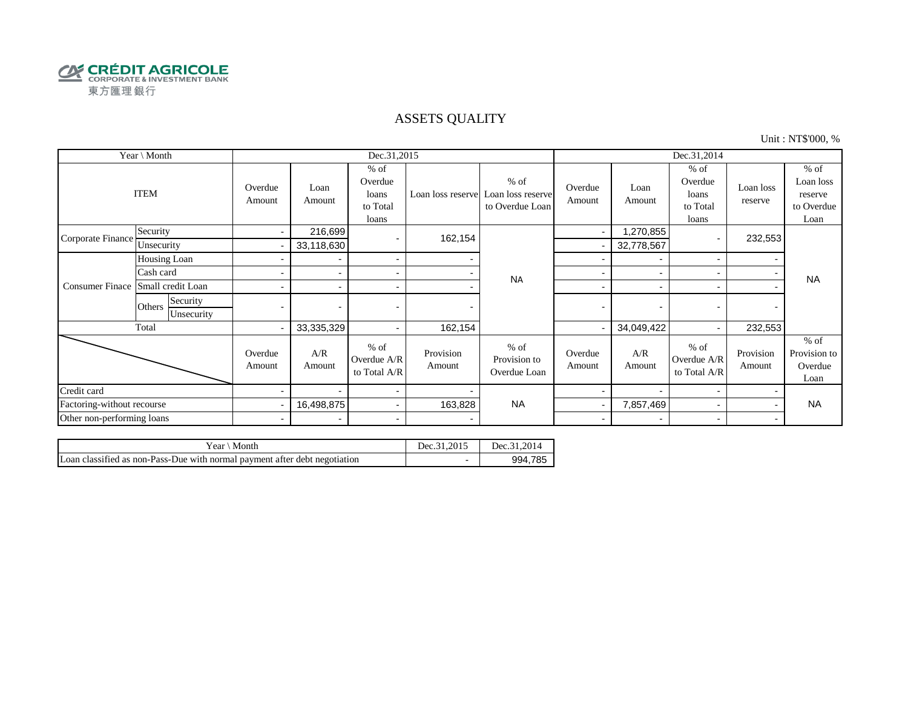CRÉDIT AGRICOLE
CORPORATE & INVESTMENT BANK
東方匯理銀行

# ASSETS QUALITY

Unit : NT$'000, %

| Year \ Month | | | Dec.31,2015 | | | | | Dec.31,2014 | | | | |
|---|---|---|---|---|---|---|---|---|---|---|---|---|
| ITEM | | | Overdue Amount | Loan Amount | % of Overdue loans to Total loans | Loan loss reserve | % of Loan loss reserve to Overdue Loan | Overdue Amount | Loan Amount | % of Overdue loans to Total loans | Loan loss reserve | % of Loan loss reserve to Overdue Loan |
| Corporate Finance | Security | | - | 216,699 | - | 162,154 | NA | - | 1,270,855 | - | 232,553 | NA |
| | Unsecurity | | - | 33,118,630 | | | | - | 32,778,567 | | | |
| Consumer Finace | Housing Loan | | - | - | - | - | | - | - | - | - | |
| | Cash card | | - | - | - | - | | - | - | - | - | |
| | Small credit Loan | | - | - | - | - | | - | - | - | - | |
| | Others | Security | - | - | - | - | | - | - | - | - | |
| | | Unsecurity | | | | | | | | | | |
| Total | | | - | 33,335,329 | - | 162,154 | | - | 34,049,422 | - | 232,553 | |
| | | | Overdue Amount | A/R Amount | % of Overdue A/R to Total A/R | Provision Amount | % of Provision to Overdue Loan | Overdue Amount | A/R Amount | % of Overdue A/R to Total A/R | Provision Amount | % of Provision to Overdue Loan |
| Credit card | | | - | - | - | - | NA | - | - | - | - | NA |
| Factoring-without recourse | | | - | 16,498,875 | - | 163,828 | | - | 7,857,469 | - | - | |
| Other non-performing loans | | | - | - | - | - | | - | - | - | - | |

| Year \ Month | Dec.31,2015 | Dec.31,2014 |
|---|---|---|
| Loan classified as non-Pass-Due with normal payment after debt negotiation | - | 994,785 |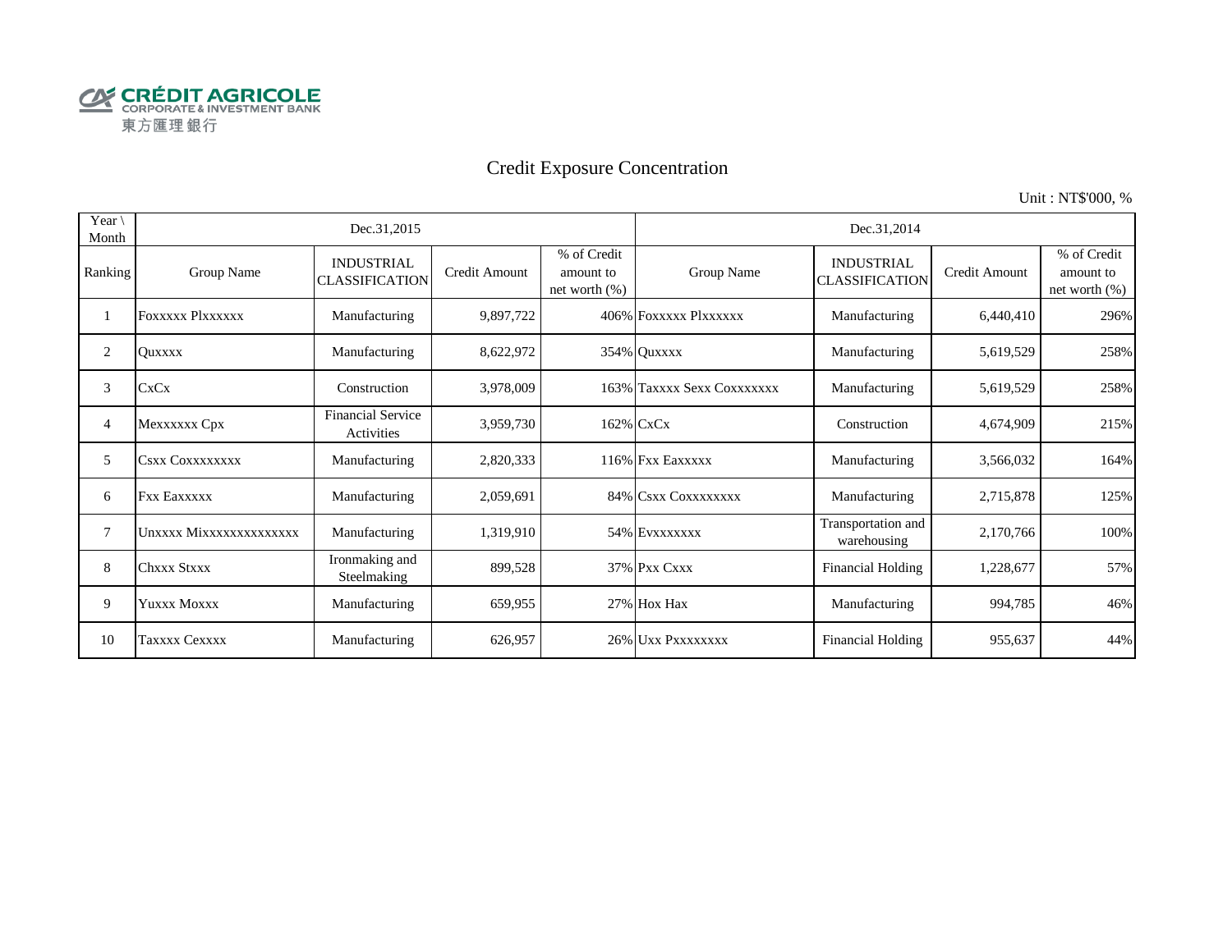CRÉDIT AGRICOLE
CORPORATE & INVESTMENT BANK
東方匯理銀行

# Credit Exposure Concentration

Unit : NT$'000, %

| Year \ Month | Dec.31,2015 | | | | Dec.31,2014 | | | |
|---|---|---|---|---|---|---|---|---|
| Ranking | Group Name | INDUSTRIAL CLASSIFICATION | Credit Amount | % of Credit amount to net worth (%) | Group Name | INDUSTRIAL CLASSIFICATION | Credit Amount | % of Credit amount to net worth (%) |
| 1 | Foxxxxx Plxxxxxx | Manufacturing | 9,897,722 | 406% | Foxxxxx Plxxxxxx | Manufacturing | 6,440,410 | 296% |
| 2 | Quxxxx | Manufacturing | 8,622,972 | 354% | Quxxxx | Manufacturing | 5,619,529 | 258% |
| 3 | CxCx | Construction | 3,978,009 | 163% | Taxxxx Sexx Coxxxxxxx | Manufacturing | 5,619,529 | 258% |
| 4 | Mexxxxxx Cpx | Financial Service Activities | 3,959,730 | 162% | CxCx | Construction | 4,674,909 | 215% |
| 5 | Csxx Coxxxxxxxx | Manufacturing | 2,820,333 | 116% | Fxx Eaxxxxx | Manufacturing | 3,566,032 | 164% |
| 6 | Fxx Eaxxxxx | Manufacturing | 2,059,691 | 84% | Csxx Coxxxxxxxx | Manufacturing | 2,715,878 | 125% |
| 7 | Unxxxx Mixxxxxxxxxxxxxx | Manufacturing | 1,319,910 | 54% | Evxxxxxxx | Transportation and warehousing | 2,170,766 | 100% |
| 8 | Chxxx Stxxx | Ironmaking and Steelmaking | 899,528 | 37% | Pxx Cxxx | Financial Holding | 1,228,677 | 57% |
| 9 | Yuxxx Moxxx | Manufacturing | 659,955 | 27% | Hox Hax | Manufacturing | 994,785 | 46% |
| 10 | Taxxxx Cexxxx | Manufacturing | 626,957 | 26% | Uxx Pxxxxxxxx | Financial Holding | 955,637 | 44% |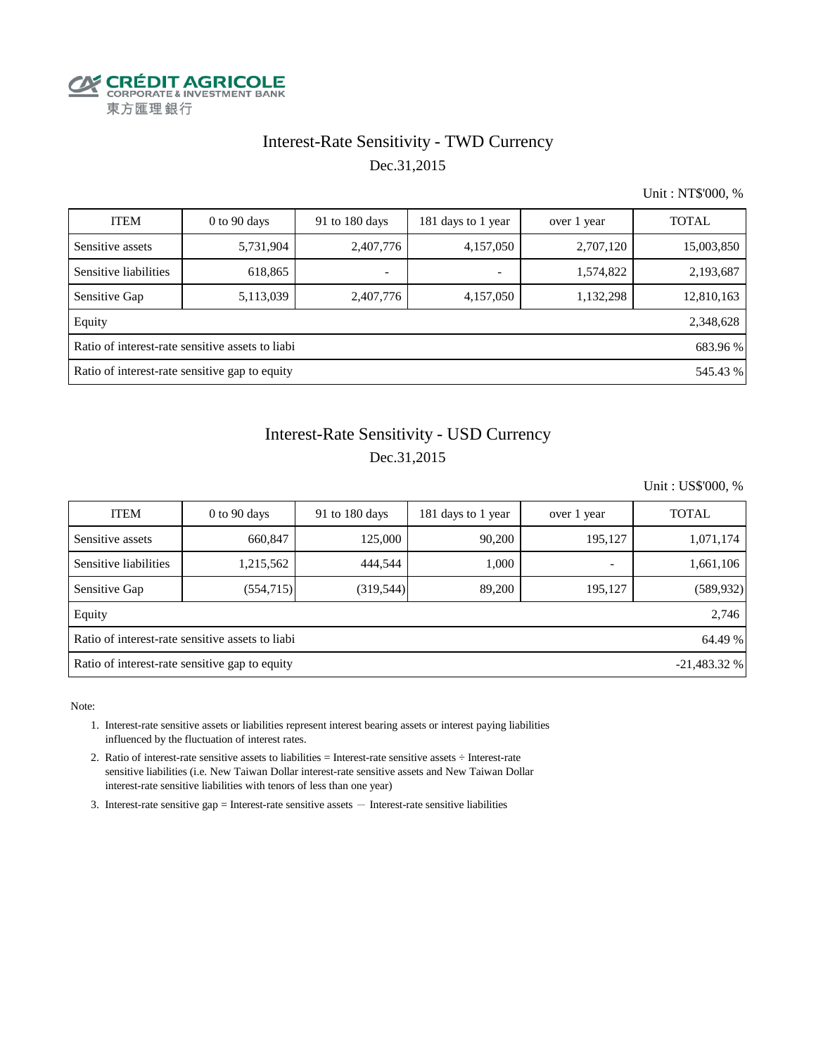CRÉDIT AGRICOLE
CORPORATE & INVESTMENT BANK
東方匯理銀行

# Interest-Rate Sensitivity - TWD Currency

Dec.31,2015

Unit : NT$'000, %

| ITEM | 0 to 90 days | 91 to 180 days | 181 days to 1 year | over 1 year | TOTAL |
|---|---|---|---|---|---|
| Sensitive assets | 5,731,904 | 2,407,776 | 4,157,050 | 2,707,120 | 15,003,850 |
| Sensitive liabilities | 618,865 | - | - | 1,574,822 | 2,193,687 |
| Sensitive Gap | 5,113,039 | 2,407,776 | 4,157,050 | 1,132,298 | 12,810,163 |
| Equity | | | | | 2,348,628 |
| Ratio of interest-rate sensitive assets to liabi | | | | | 683.96 % |
| Ratio of interest-rate sensitive gap to equity | | | | | 545.43 % |

# Interest-Rate Sensitivity - USD Currency

Dec.31,2015

Unit : US$'000, %

| ITEM | 0 to 90 days | 91 to 180 days | 181 days to 1 year | over 1 year | TOTAL |
|---|---|---|---|---|---|
| Sensitive assets | 660,847 | 125,000 | 90,200 | 195,127 | 1,071,174 |
| Sensitive liabilities | 1,215,562 | 444,544 | 1,000 | - | 1,661,106 |
| Sensitive Gap | (554,715) | (319,544) | 89,200 | 195,127 | (589,932) |
| Equity | | | | | 2,746 |
| Ratio of interest-rate sensitive assets to liabi | | | | | 64.49 % |
| Ratio of interest-rate sensitive gap to equity | | | | | -21,483.32 % |

Note:

1. Interest-rate sensitive assets or liabilities represent interest bearing assets or interest paying liabilities influenced by the fluctuation of interest rates.
2. Ratio of interest-rate sensitive assets to liabilities = Interest-rate sensitive assets ÷ Interest-rate sensitive liabilities (i.e. New Taiwan Dollar interest-rate sensitive assets and New Taiwan Dollar interest-rate sensitive liabilities with tenors of less than one year)
3. Interest-rate sensitive gap = Interest-rate sensitive assets — Interest-rate sensitive liabilities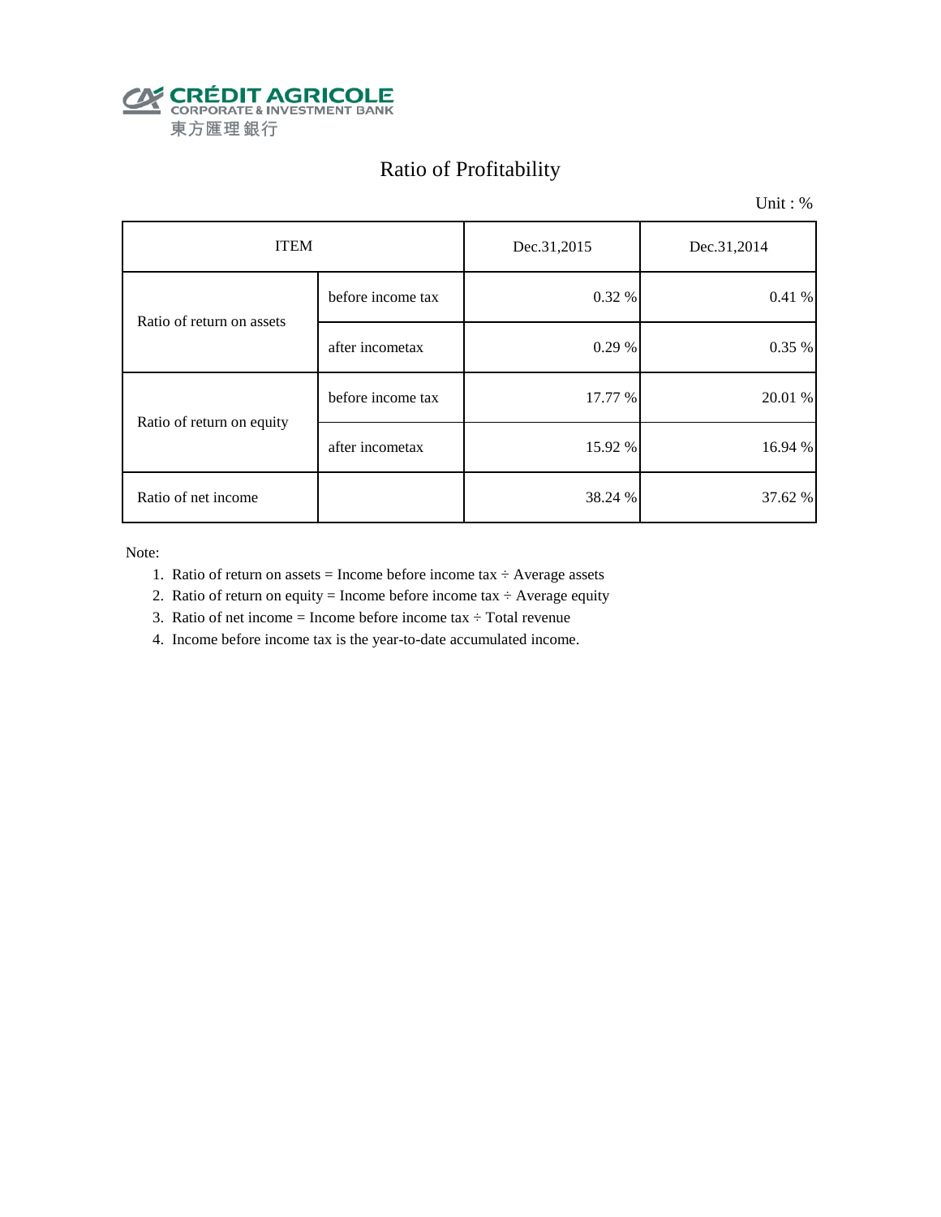CRÉDIT AGRICOLE
CORPORATE & INVESTMENT BANK
東方匯理銀行

# Ratio of Profitability

Unit : %

| ITEM | | Dec.31,2015 | Dec.31,2014 |
|---|---|---|---|
| Ratio of return on assets | before income tax | 0.32 % | 0.41 % |
| | after incometax | 0.29 % | 0.35 % |
| Ratio of return on equity | before income tax | 17.77 % | 20.01 % |
| | after incometax | 15.92 % | 16.94 % |
| Ratio of net income | | 38.24 % | 37.62 % |

Note:

1. Ratio of return on assets = Income before income tax ÷ Average assets
2. Ratio of return on equity = Income before income tax ÷ Average equity
3. Ratio of net income = Income before income tax ÷ Total revenue
4. Income before income tax is the year-to-date accumulated income.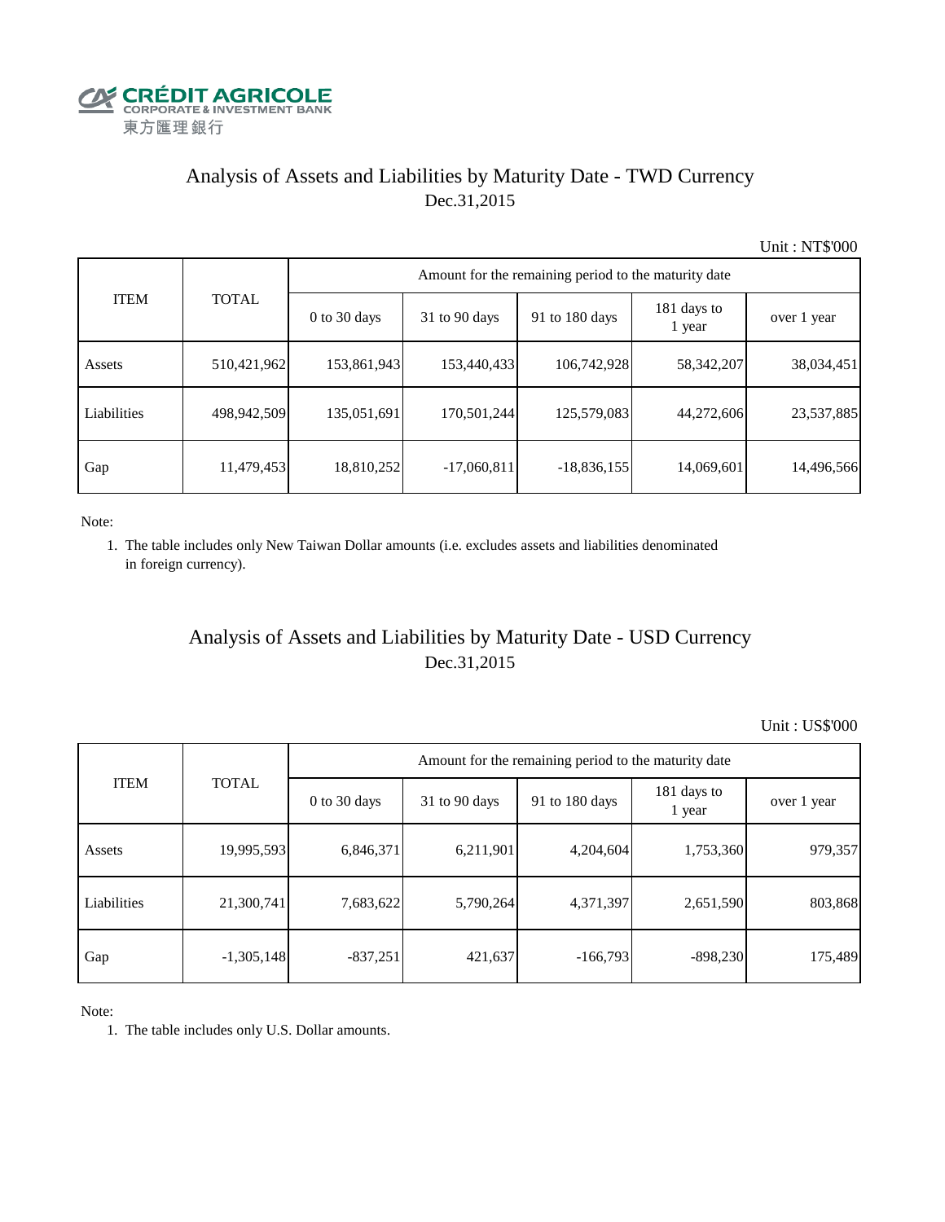CRÉDIT AGRICOLE
CORPORATE & INVESTMENT BANK
東方匯理銀行

## Analysis of Assets and Liabilities by Maturity Date - TWD Currency
Dec.31,2015

Unit : NT$'000

| ITEM | TOTAL | Amount for the remaining period to the maturity date | | | | |
|---|---|---|---|---|---|---|
| | | 0 to 30 days | 31 to 90 days | 91 to 180 days | 181 days to 1 year | over 1 year |
| Assets | 510,421,962 | 153,861,943 | 153,440,433 | 106,742,928 | 58,342,207 | 38,034,451 |
| Liabilities | 498,942,509 | 135,051,691 | 170,501,244 | 125,579,083 | 44,272,606 | 23,537,885 |
| Gap | 11,479,453 | 18,810,252 | -17,060,811 | -18,836,155 | 14,069,601 | 14,496,566 |

Note:

1. The table includes only New Taiwan Dollar amounts (i.e. excludes assets and liabilities denominated in foreign currency).

## Analysis of Assets and Liabilities by Maturity Date - USD Currency
Dec.31,2015

Unit : US$'000

| ITEM | TOTAL | Amount for the remaining period to the maturity date | | | | |
|---|---|---|---|---|---|---|
| | | 0 to 30 days | 31 to 90 days | 91 to 180 days | 181 days to 1 year | over 1 year |
| Assets | 19,995,593 | 6,846,371 | 6,211,901 | 4,204,604 | 1,753,360 | 979,357 |
| Liabilities | 21,300,741 | 7,683,622 | 5,790,264 | 4,371,397 | 2,651,590 | 803,868 |
| Gap | -1,305,148 | -837,251 | 421,637 | -166,793 | -898,230 | 175,489 |

Note:

1. The table includes only U.S. Dollar amounts.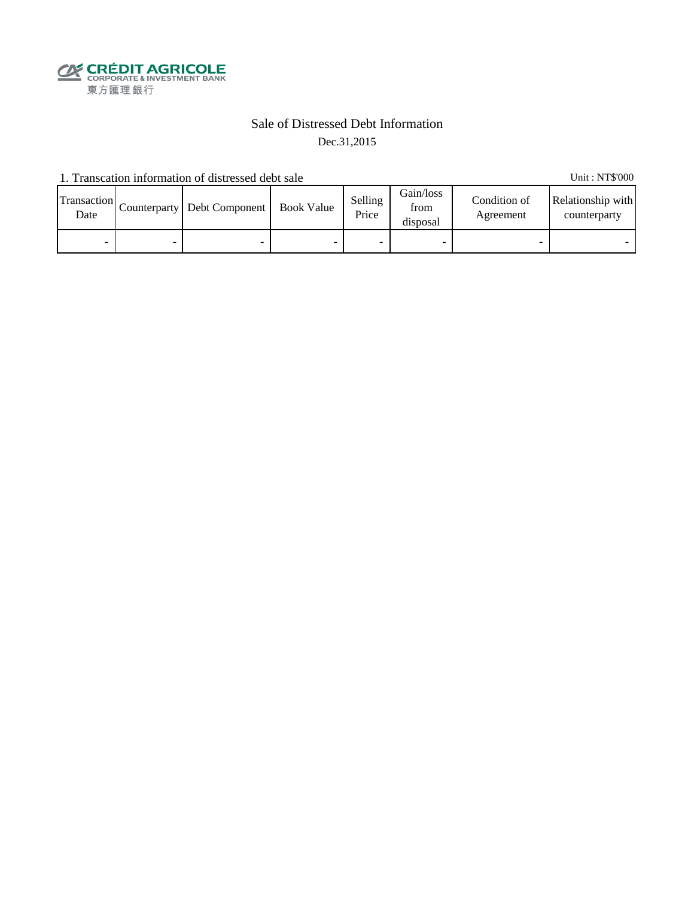CRÉDIT AGRICOLE
CORPORATE & INVESTMENT BANK
東方匯理銀行

# Sale of Distressed Debt Information

Dec.31,2015

1. Transcation information of distressed debt sale

Unit : NT$'000

| Transaction Date | Counterparty | Debt Component | Book Value | Selling Price | Gain/loss from disposal | Condition of Agreement | Relationship with counterparty |
|---|---|---|---|---|---|---|---|
| - | - | - | - | - | - | - | - |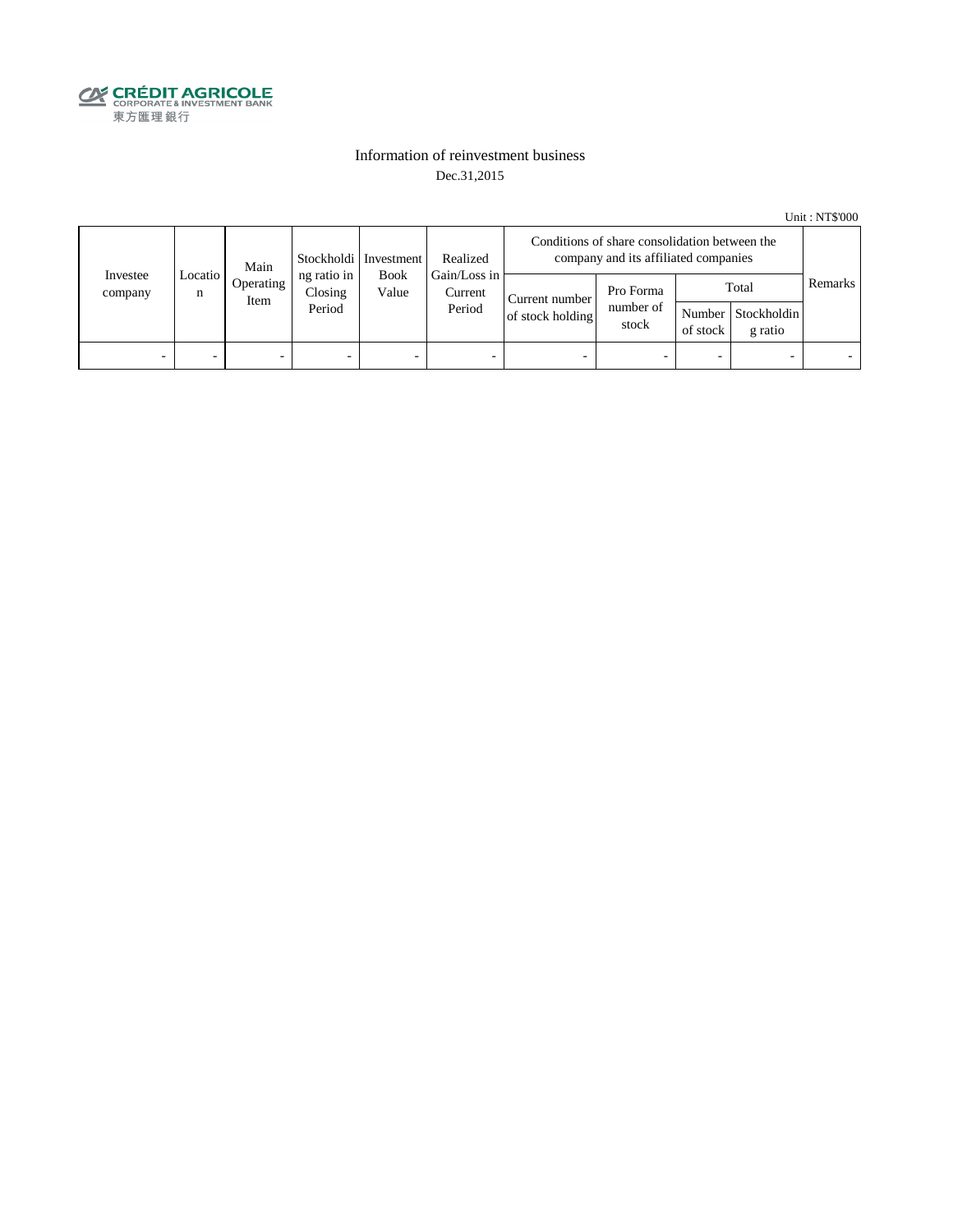CRÉDIT AGRICOLE
CORPORATE & INVESTMENT BANK
東方匯理銀行

# Information of reinvestment business

Dec.31,2015

Unit : NT$'000

| Investee company | Location | Main Operating Item | Stockholding ratio in Closing Period | Investment Book Value | Realized Gain/Loss in Current Period | Conditions of share consolidation between the company and its affiliated companies | | | | Remarks |
|---|---|---|---|---|---|---|---|---|---|---|
| | | | | | | Current number of stock holding | Pro Forma number of stock | Total | | |
| | | | | | | | | Number of stock | Stockholding ratio | |
| - | - | - | - | - | - | - | - | - | - | - |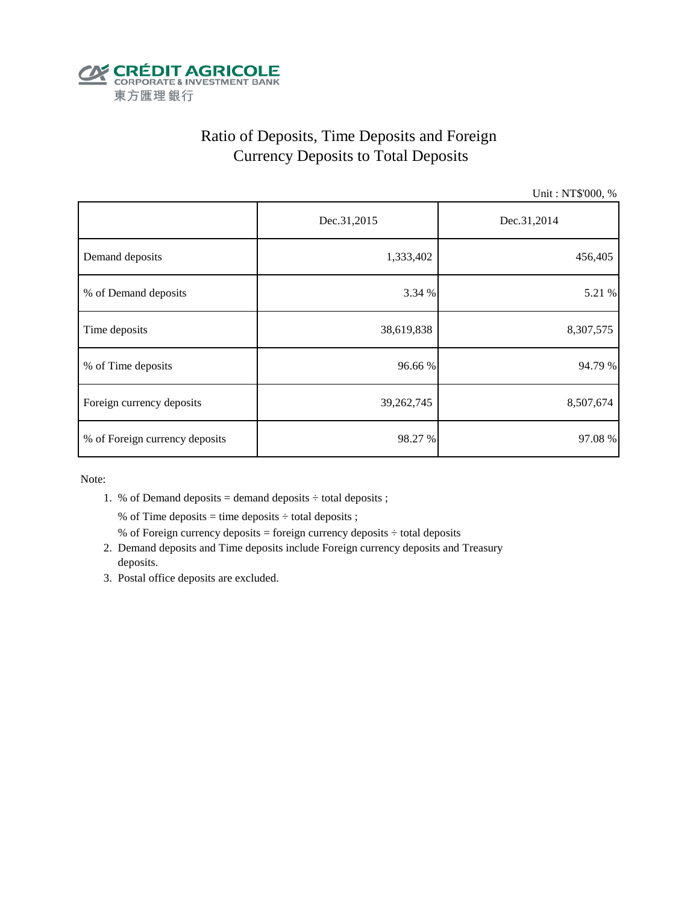CRÉDIT AGRICOLE
CORPORATE & INVESTMENT BANK
東方匯理銀行

# Ratio of Deposits, Time Deposits and Foreign Currency Deposits to Total Deposits

Unit : NT$'000, %

| | Dec.31,2015 | Dec.31,2014 |
|---|---|---|
| Demand deposits | 1,333,402 | 456,405 |
| % of Demand deposits | 3.34 % | 5.21 % |
| Time deposits | 38,619,838 | 8,307,575 |
| % of Time deposits | 96.66 % | 94.79 % |
| Foreign currency deposits | 39,262,745 | 8,507,674 |
| % of Foreign currency deposits | 98.27 % | 97.08 % |

Note:

1. % of Demand deposits = demand deposits ÷ total deposits ;

   % of Time deposits = time deposits ÷ total deposits ;

   % of Foreign currency deposits = foreign currency deposits ÷ total deposits
2. Demand deposits and Time deposits include Foreign currency deposits and Treasury deposits.
3. Postal office deposits are excluded.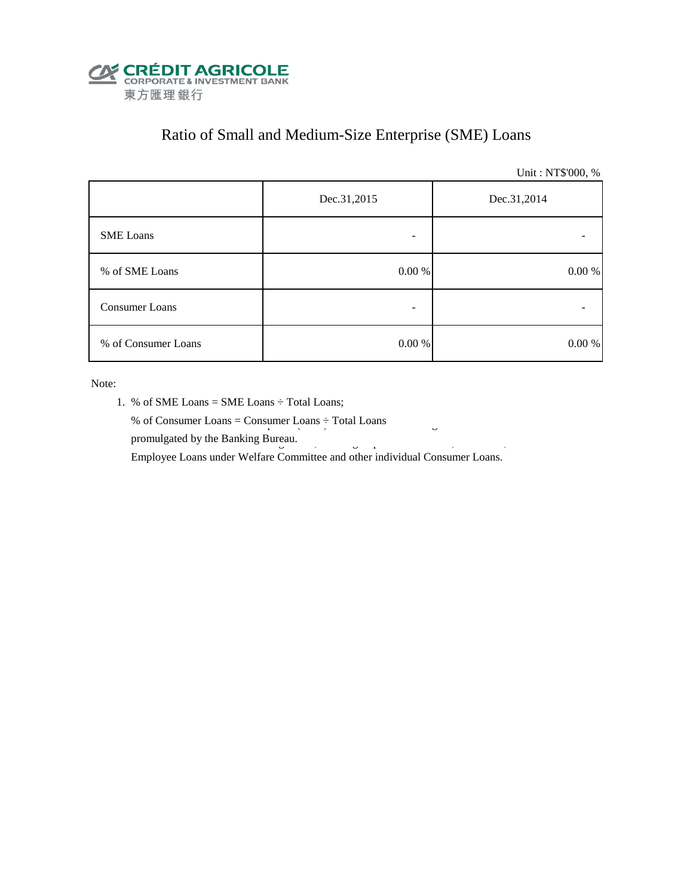CRÉDIT AGRICOLE
CORPORATE & INVESTMENT BANK
東方匯理銀行

# Ratio of Small and Medium-Size Enterprise (SME) Loans

Unit : NT$'000, %

| | Dec.31,2015 | Dec.31,2014 |
|---|---|---|
| SME Loans | - | - |
| % of SME Loans | 0.00 % | 0.00 % |
| Consumer Loans | - | - |
| % of Consumer Loans | 0.00 % | 0.00 % |

Note:

1. % of SME Loans = SME Loans ÷ Total Loans;

   % of Consumer Loans = Consumer Loans ÷ Total Loans

   promulgated by the Banking Bureau.

   Employee Loans under Welfare Committee and other individual Consumer Loans.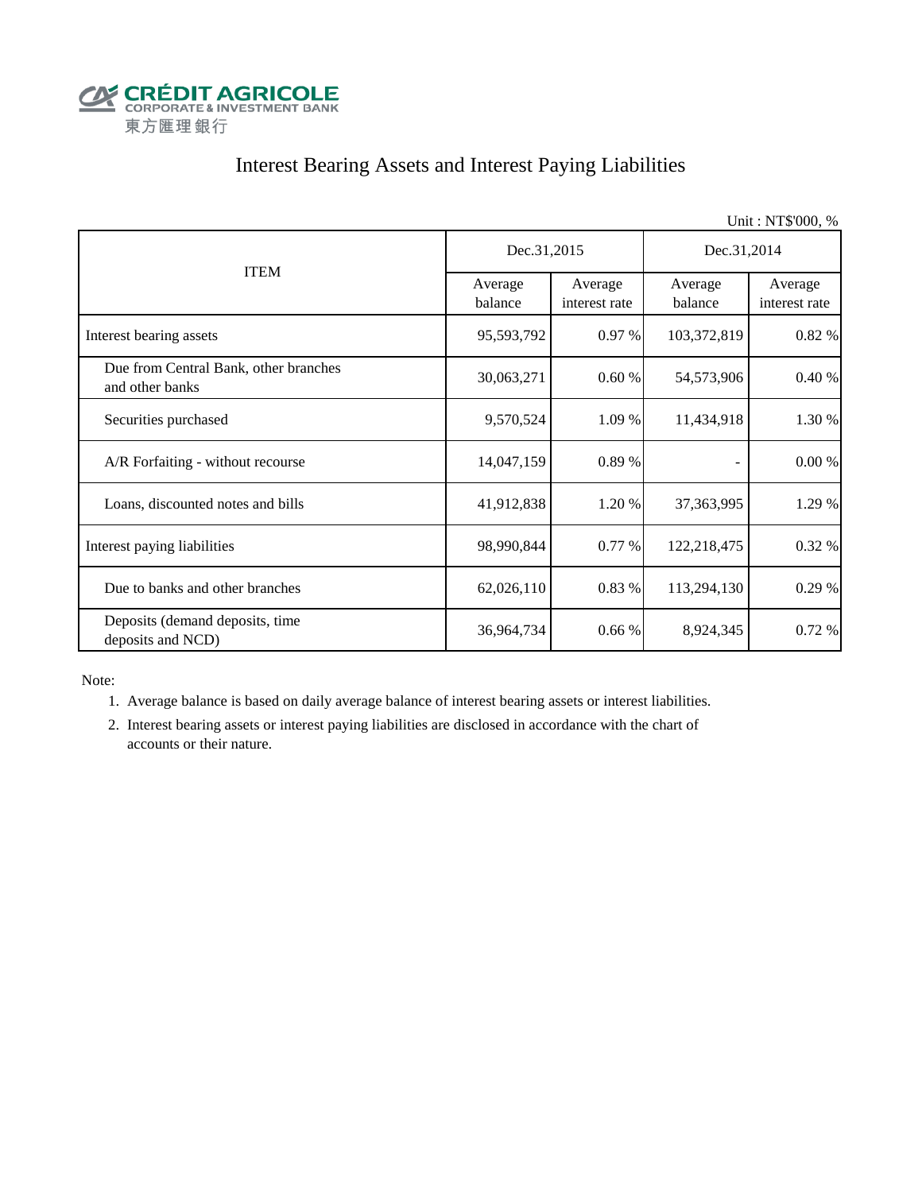CRÉDIT AGRICOLE
CORPORATE & INVESTMENT BANK
東方匯理銀行

# Interest Bearing Assets and Interest Paying Liabilities

Unit : NT$'000, %

| ITEM | Dec.31,2015 | | Dec.31,2014 | |
|---|---|---|---|---|
| | Average balance | Average interest rate | Average balance | Average interest rate |
| Interest bearing assets | 95,593,792 | 0.97 % | 103,372,819 | 0.82 % |
| Due from Central Bank, other branches and other banks | 30,063,271 | 0.60 % | 54,573,906 | 0.40 % |
| Securities purchased | 9,570,524 | 1.09 % | 11,434,918 | 1.30 % |
| A/R Forfaiting - without recourse | 14,047,159 | 0.89 % | - | 0.00 % |
| Loans, discounted notes and bills | 41,912,838 | 1.20 % | 37,363,995 | 1.29 % |
| Interest paying liabilities | 98,990,844 | 0.77 % | 122,218,475 | 0.32 % |
| Due to banks and other branches | 62,026,110 | 0.83 % | 113,294,130 | 0.29 % |
| Deposits (demand deposits, time deposits and NCD) | 36,964,734 | 0.66 % | 8,924,345 | 0.72 % |

Note:

1. Average balance is based on daily average balance of interest bearing assets or interest liabilities.
2. Interest bearing assets or interest paying liabilities are disclosed in accordance with the chart of accounts or their nature.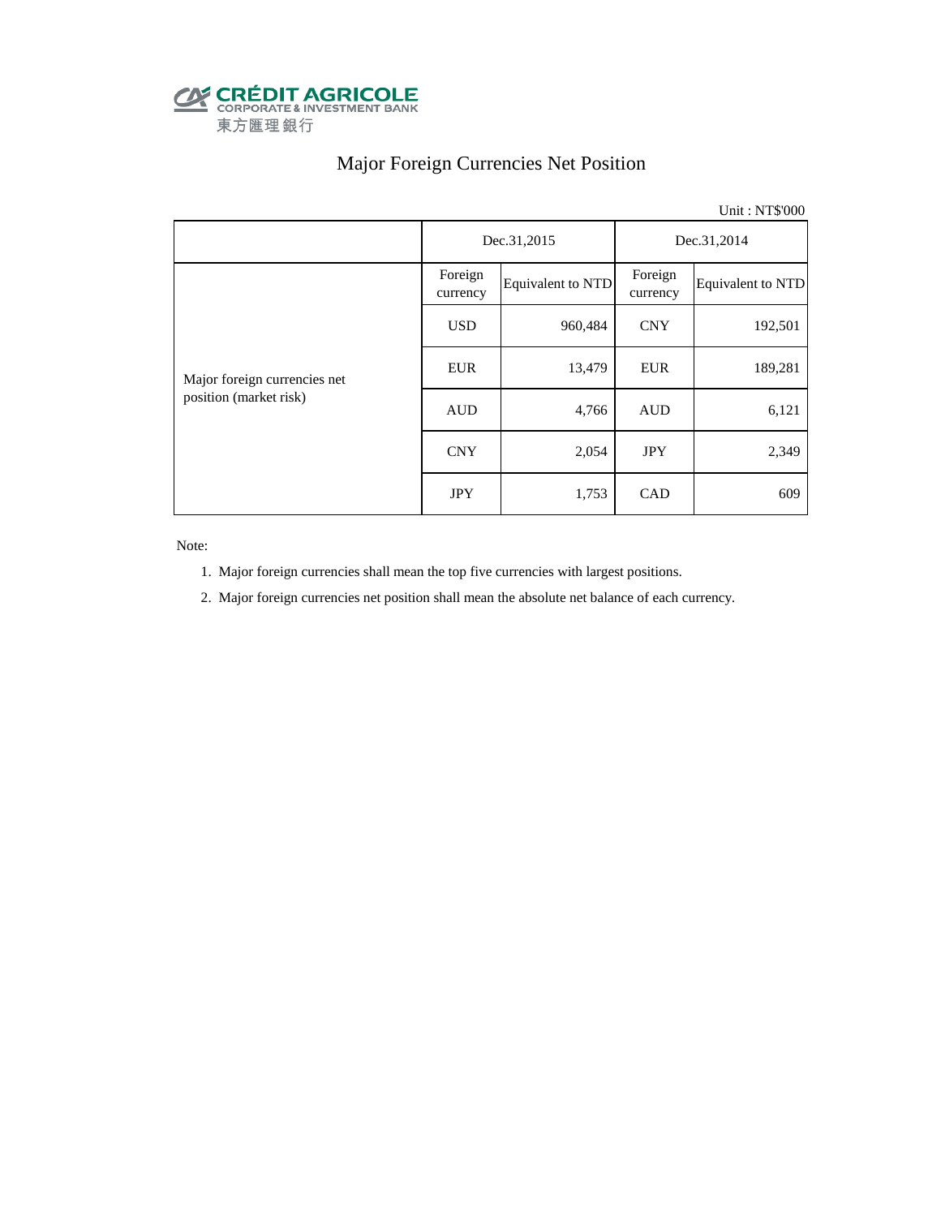CRÉDIT AGRICOLE
CORPORATE & INVESTMENT BANK
東方匯理銀行

# Major Foreign Currencies Net Position

Unit : NT$'000

| | Dec.31,2015 | | Dec.31,2014 | |
|---|---|---|---|---|
| | Foreign currency | Equivalent to NTD | Foreign currency | Equivalent to NTD |
| Major foreign currencies net position (market risk) | USD | 960,484 | CNY | 192,501 |
| | EUR | 13,479 | EUR | 189,281 |
| | AUD | 4,766 | AUD | 6,121 |
| | CNY | 2,054 | JPY | 2,349 |
| | JPY | 1,753 | CAD | 609 |

Note:

1. Major foreign currencies shall mean the top five currencies with largest positions.
2. Major foreign currencies net position shall mean the absolute net balance of each currency.